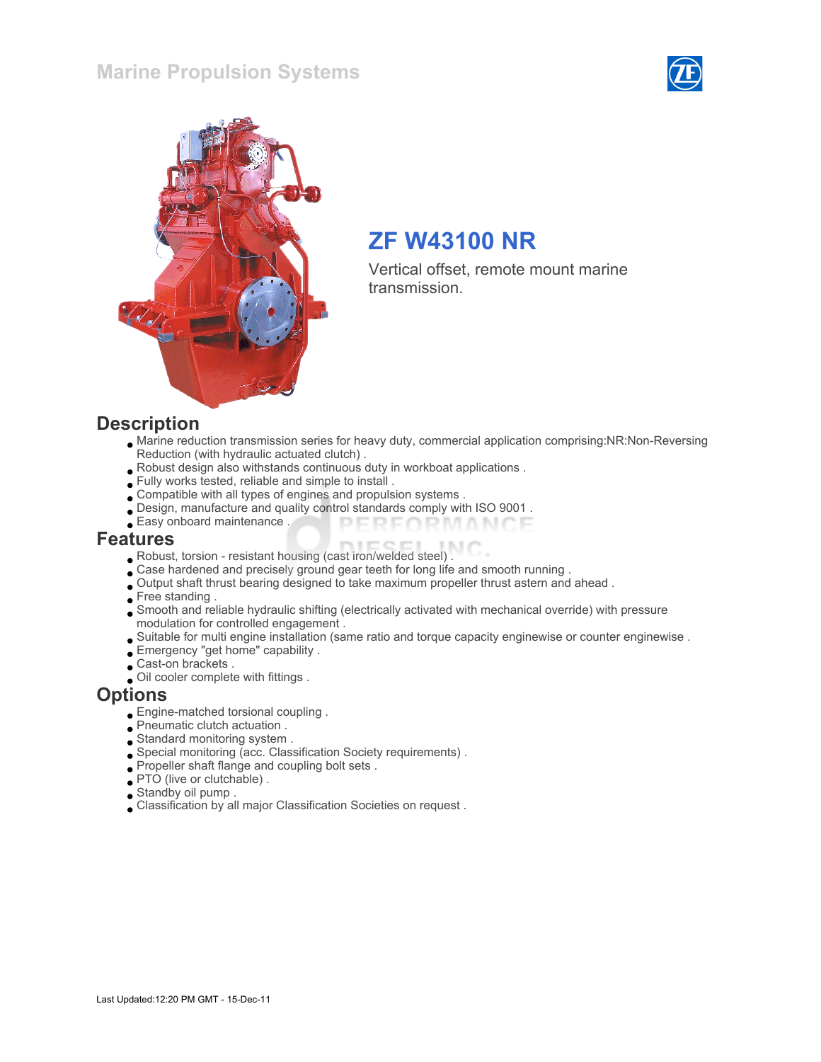# Marine Propulsion Systems

## ZF W43100 NR

Vertical offset, remote mount marine transmission.

## Description

- Marine reduction transmission series for heavy duty, commercial application comprising:NR:Non-Reversing Reduction (with hydraulic actuated clutch) .
- Robust design also withstands continuous duty in workboat applications .
- Fully works tested, reliable and simple to install .
- Compatible with all types of engines and propulsion systems .
- Design, manufacture and quality control standards comply with ISO 9001 .
- Easy onboard maintenance .

## Features

- Robust, torsion - resistant housing (cast iron/welded steel) .
- Case hardened and precisely ground gear teeth for long life and smooth running .
- Output shaft thrust bearing designed to take maximum propeller thrust astern and ahead .
- Free standing .
- Smooth and reliable hydraulic shifting (electrically activated with mechanical override) with pressure modulation for controlled engagement .
- Suitable for multi engine installation (same ratio and torque capacity enginewise or counter enginewise .
- Emergency "get home" capability .
- Cast-on brackets .
- Oil cooler complete with fittings .

## Options

- Engine-matched torsional coupling .
- Pneumatic clutch actuation .
- Standard monitoring system .
- Special monitoring (acc. Classification Society requirements) .
- Propeller shaft flange and coupling bolt sets .
- PTO (live or clutchable) .
- Standby oil pump .
- Classification by all major Classification Societies on request .

Last Updated:12:20 PM GMT - 15-Dec-11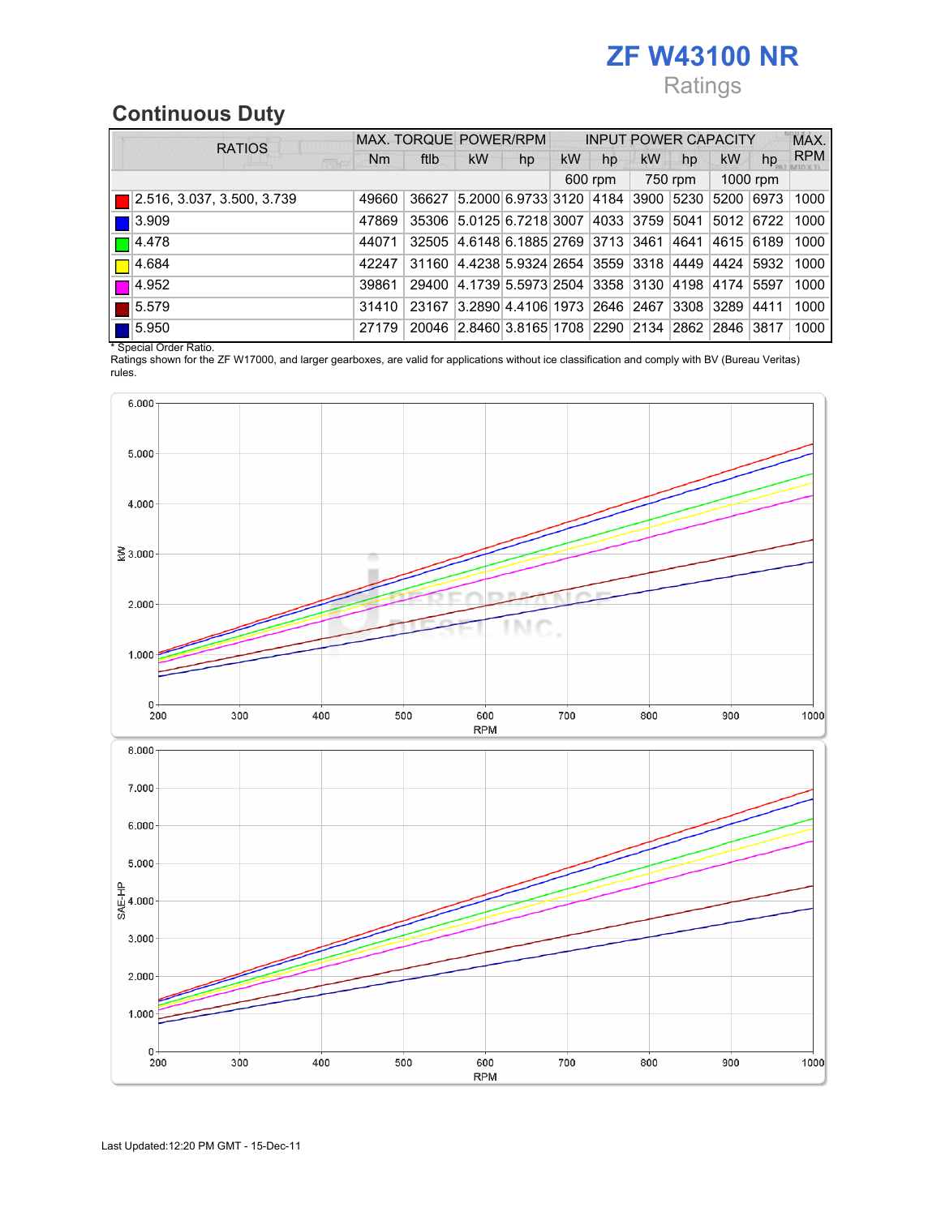# ZF W43100 NR

Ratings

## Continuous Duty

| RATIOS | MAX. TORQUE | | POWER/RPM | | INPUT POWER CAPACITY | | | | | | MAX. RPM |
|---|---|---|---|---|---|---|---|---|---|---|---|
| | Nm | ftlb | kW | hp | kW | hp | kW | hp | kW | hp | |
| | | | | | 600 rpm | | 750 rpm | | 1000 rpm | | |
| 2.516, 3.037, 3.500, 3.739 | 49660 | 36627 | 5.2000 | 6.9733 | 3120 | 4184 | 3900 | 5230 | 5200 | 6973 | 1000 |
| 3.909 | 47869 | 35306 | 5.0125 | 6.7218 | 3007 | 4033 | 3759 | 5041 | 5012 | 6722 | 1000 |
| 4.478 | 44071 | 32505 | 4.6148 | 6.1885 | 2769 | 3713 | 3461 | 4641 | 4615 | 6189 | 1000 |
| 4.684 | 42247 | 31160 | 4.4238 | 5.9324 | 2654 | 3559 | 3318 | 4449 | 4424 | 5932 | 1000 |
| 4.952 | 39861 | 29400 | 4.1739 | 5.5973 | 2504 | 3358 | 3130 | 4198 | 4174 | 5597 | 1000 |
| 5.579 | 31410 | 23167 | 3.2890 | 4.4106 | 1973 | 2646 | 2467 | 3308 | 3289 | 4411 | 1000 |
| 5.950 | 27179 | 20046 | 2.8460 | 3.8165 | 1708 | 2290 | 2134 | 2862 | 2846 | 3817 | 1000 |

\* Special Order Ratio.

Ratings shown for the ZF W17000, and larger gearboxes, are valid for applications without ice classification and comply with BV (Bureau Veritas) rules.

kW
6.000
5.000
4.000
3.000
2.000
1.000
0
200 300 400 500 600 700 800 900 1000
RPM

SAE-HP
8.000
7.000
6.000
5.000
4.000
3.000
2.000
1.000
0
200 300 400 500 600 700 800 900 1000
RPM

Last Updated:12:20 PM GMT - 15-Dec-11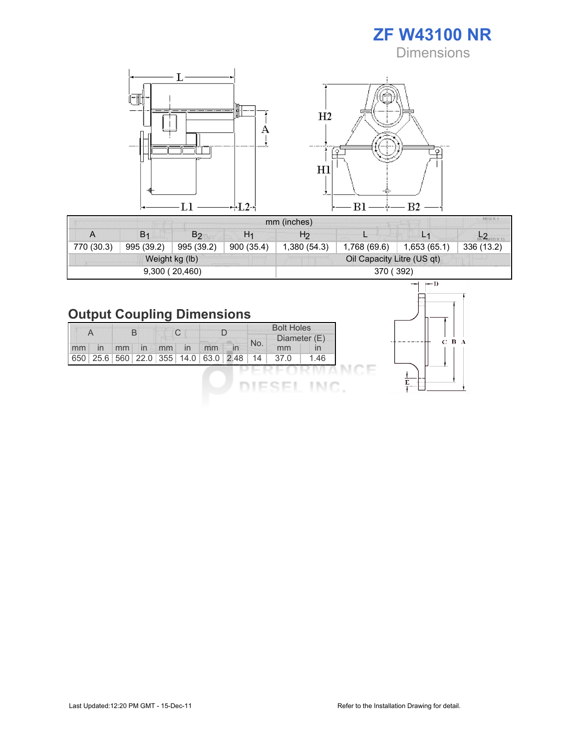# ZF W43100 NR

Dimensions

| mm (inches) | | | | | | | |
|---|---|---|---|---|---|---|---|
| A | $B_1$ | $B_2$ | $H_1$ | $H_2$ | L | $L_1$ | $L_2$ |
| 770 (30.3) | 995 (39.2) | 995 (39.2) | 900 (35.4) | 1,380 (54.3) | 1,768 (69.6) | 1,653 (65.1) | 336 (13.2) |
| Weight kg (lb) | | | | Oil Capacity Litre (US qt) | | | |
| 9,300 ( 20,460) | | | | 370 ( 392) | | | |

## Output Coupling Dimensions

| A | | B | | C | | D | | Bolt Holes | | |
|---|---|---|---|---|---|---|---|---|---|---|
| | | | | | | | | No. | Diameter (E) | |
| mm | in | mm | in | mm | in | mm | in | | mm | in |
| 650 | 25.6 | 560 | 22.0 | 355 | 14.0 | 63.0 | 2.48 | 14 | 37.0 | 1.46 |

Last Updated:12:20 PM GMT - 15-Dec-11

Refer to the Installation Drawing for detail.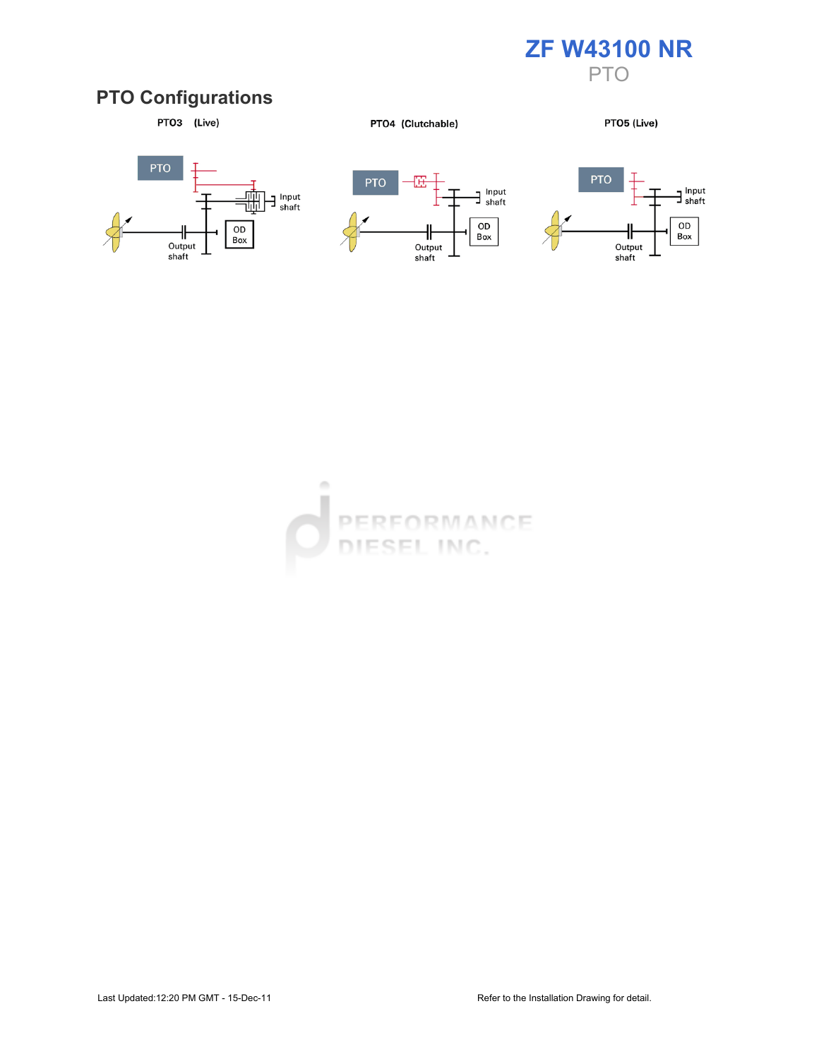# ZF W43100 NR

PTO

## PTO Configurations

PTO3 (Live)

PTO

Input shaft

OD Box

Output shaft

PTO4 (Clutchable)

PTO

Input shaft

OD Box

Output shaft

PTO5 (Live)

PTO

Input shaft

OD Box

Output shaft

Last Updated:12:20 PM GMT - 15-Dec-11

Refer to the Installation Drawing for detail.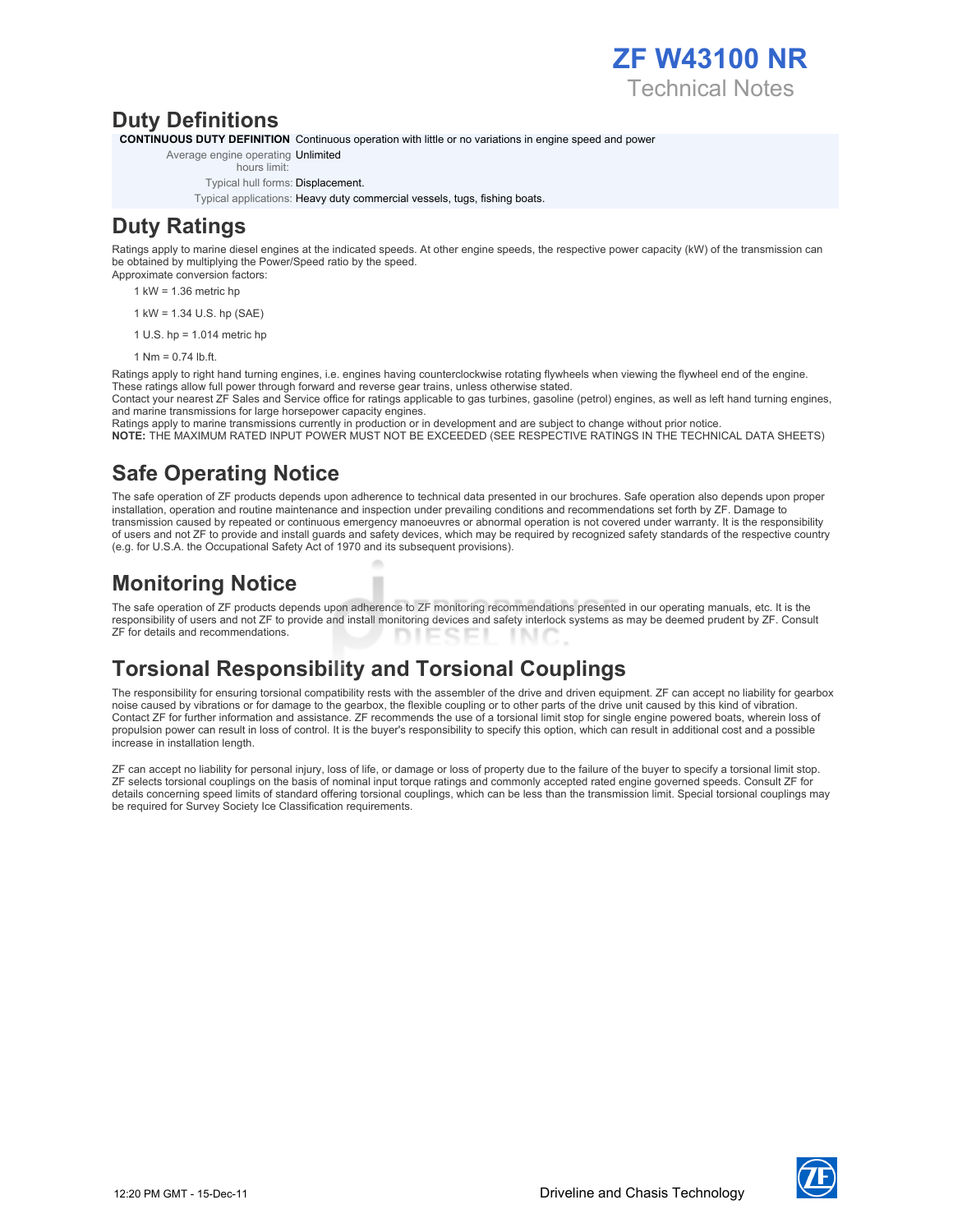# ZF W43100 NR

Technical Notes

## Duty Definitions

| | |
|---|---|
| **CONTINUOUS DUTY DEFINITION** | Continuous operation with little or no variations in engine speed and power |
| Average engine operating hours limit: | Unlimited |
| Typical hull forms: | Displacement. |
| Typical applications: | Heavy duty commercial vessels, tugs, fishing boats. |

## Duty Ratings

Ratings apply to marine diesel engines at the indicated speeds. At other engine speeds, the respective power capacity (kW) of the transmission can be obtained by multiplying the Power/Speed ratio by the speed.
Approximate conversion factors:

1 kW = 1.36 metric hp

1 kW = 1.34 U.S. hp (SAE)

1 U.S. hp = 1.014 metric hp

1 Nm = 0.74 lb.ft.

Ratings apply to right hand turning engines, i.e. engines having counterclockwise rotating flywheels when viewing the flywheel end of the engine. These ratings allow full power through forward and reverse gear trains, unless otherwise stated.
Contact your nearest ZF Sales and Service office for ratings applicable to gas turbines, gasoline (petrol) engines, as well as left hand turning engines, and marine transmissions for large horsepower capacity engines.
Ratings apply to marine transmissions currently in production or in development and are subject to change without prior notice.
**NOTE:** THE MAXIMUM RATED INPUT POWER MUST NOT BE EXCEEDED (SEE RESPECTIVE RATINGS IN THE TECHNICAL DATA SHEETS)

## Safe Operating Notice

The safe operation of ZF products depends upon adherence to technical data presented in our brochures. Safe operation also depends upon proper installation, operation and routine maintenance and inspection under prevailing conditions and recommendations set forth by ZF. Damage to transmission caused by repeated or continuous emergency manoeuvres or abnormal operation is not covered under warranty. It is the responsibility of users and not ZF to provide and install guards and safety devices, which may be required by recognized safety standards of the respective country (e.g. for U.S.A. the Occupational Safety Act of 1970 and its subsequent provisions).

## Monitoring Notice

The safe operation of ZF products depends upon adherence to ZF monitoring recommendations presented in our operating manuals, etc. It is the responsibility of users and not ZF to provide and install monitoring devices and safety interlock systems as may be deemed prudent by ZF. Consult ZF for details and recommendations.

## Torsional Responsibility and Torsional Couplings

The responsibility for ensuring torsional compatibility rests with the assembler of the drive and driven equipment. ZF can accept no liability for gearbox noise caused by vibrations or for damage to the gearbox, the flexible coupling or to other parts of the drive unit caused by this kind of vibration. Contact ZF for further information and assistance. ZF recommends the use of a torsional limit stop for single engine powered boats, wherein loss of propulsion power can result in loss of control. It is the buyer's responsibility to specify this option, which can result in additional cost and a possible increase in installation length.

ZF can accept no liability for personal injury, loss of life, or damage or loss of property due to the failure of the buyer to specify a torsional limit stop. ZF selects torsional couplings on the basis of nominal input torque ratings and commonly accepted rated engine governed speeds. Consult ZF for details concerning speed limits of standard offering torsional couplings, which can be less than the transmission limit. Special torsional couplings may be required for Survey Society Ice Classification requirements.